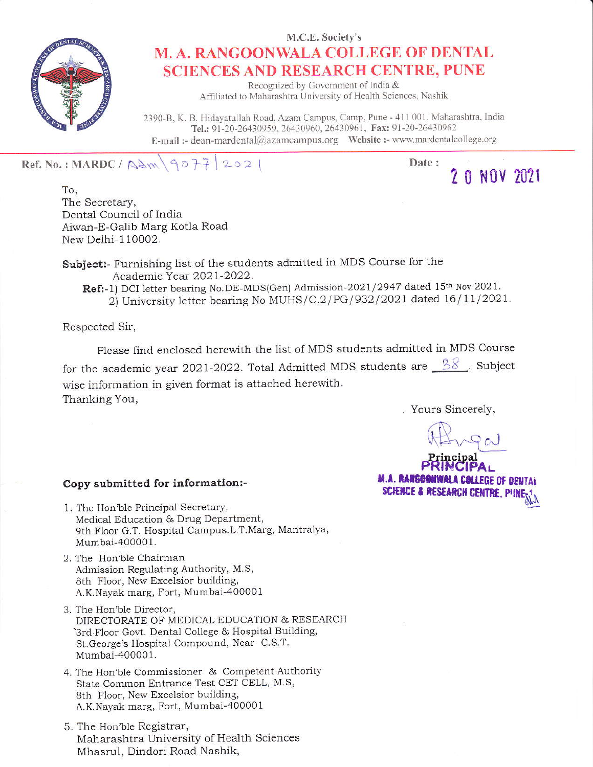M.C.E. Society's

# M. A. RANGOONWALA COLLEGE OF DENTAL SCIENCES AND RESEARCH CENTRE, PUNE

Recognized by Government of India &
Affiliated to Maharashtra University of Health Sciences, Nashik

2390-B, K. B. Hidayatullah Road, Azam Campus, Camp, Pune - 411 001. Maharashtra, India
**Tel.:** 91-20-26430959, 26430960, 26430961, **Fax:** 91-20-26430962
**E-mail :-** dean-mardental@azamcampus.org **Website :-** www.mardentalcollege.org

**Ref. No. : MARDC /** Adm\9077\2021

**Date :** 20 NOV 2021

To,
The Secretary,
Dental Council of India
Aiwan-E-Galib Marg Kotla Road
New Delhi-110002.

**Subject:**- Furnishing list of the students admitted in MDS Course for the Academic Year 2021-2022.

**Ref:**-1) DCI letter bearing No.DE-MDS(Gen) Admission-2021/2947 dated 15th Nov 2021.
2) University letter bearing No MUHS/C.2/PG/932/2021 dated 16/11/2021.

Respected Sir,

Please find enclosed herewith the list of MDS students admitted in MDS Course for the academic year 2021-2022. Total Admitted MDS students are 38. Subject wise information in given format is attached herewith.

Thanking You,

Yours Sincerely,

Principal
PRINCIPAL
M.A. RANGOONWALA COLLEGE OF DENTAL SCIENCE & RESEARCH CENTRE, PUNE-1

**Copy submitted for information:-**

1. The Hon'ble Principal Secretary,
   Medical Education & Drug Department,
   9th Floor G.T. Hospital Campus.L.T.Marg, Mantralya,
   Mumbai-400001.
2. The Hon'ble Chairman
   Admission Regulating Authority, M.S,
   8th Floor, New Excelsior building,
   A.K.Nayak marg, Fort, Mumbai-400001
3. The Hon'ble Director,
   DIRECTORATE OF MEDICAL EDUCATION & RESEARCH
   3rd Floor Govt. Dental College & Hospital Building,
   St.George's Hospital Compound, Near C.S.T.
   Mumbai-400001.
4. The Hon'ble Commissioner & Competent Authority
   State Common Entrance Test CET CELL, M.S,
   8th Floor, New Excelsior building,
   A.K.Nayak marg, Fort, Mumbai-400001
5. The Hon'ble Registrar,
   Maharashtra University of Health Sciences
   Mhasrul, Dindori Road Nashik,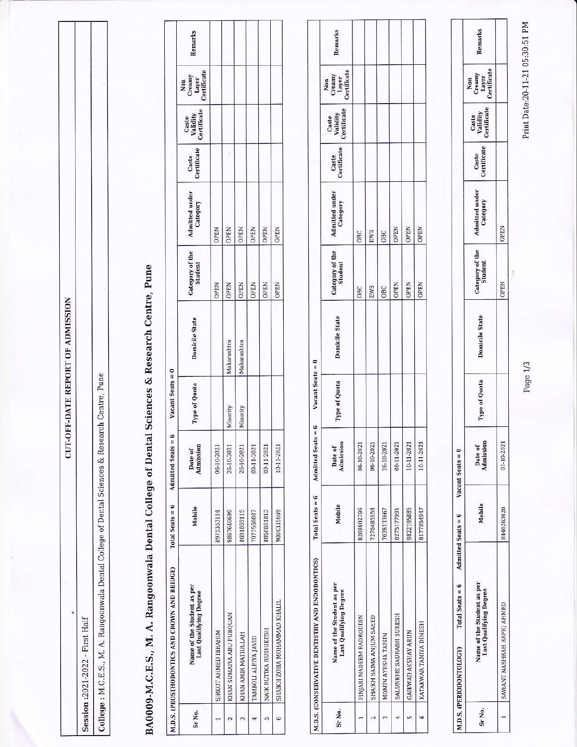# CUT-OFF-DATE REPORT OF ADMISSION

**Session :** 2021-2022 - First Half

**College :** M.C.E.S., M. A. Rangoonwala Dental College of Dental Sciences & Research Centre, Pune

## BA0009-M.C.E.S., M. A. Rangoonwala Dental College of Dental Sciences & Research Centre, Pune

**M.D.S. (PROSTHODONTICS AND CROWN AND BRIDGE)** Total Seats = 6 Admitted Seats = 6 Vacant Seats = 0

| Sr No. | Name of the Student as per Last Qualifying Degree | Mobile | Date of Admission | Type of Quota | Domicile State | Category of the Student | Admitted under Category | Caste Certificate | Caste Validity Certificate | Non Creamy Layer Certificate | Remarks |
|---|---|---|---|---|---|---|---|---|---|---|---|
| 1 | SIRKOT AHMED IBRAHIM | 8975353114 | 06-10-2021 | | | OPEN | OPEN | | | | |
| 2 | KHAN SUMAIYA ABU FURQUAN | 9867640699 | 26-10-2021 | Minority | Maharashtra | OPEN | OPEN | | | | |
| 3 | KHAN AMIR MATIULLAH | 8691869115 | 26-10-2021 | Minority | Maharashtra | OPEN | OPEN | | | | |
| 4 | TAMBOLI ALFIYA JAVID | 7977560087 | 09-11-2021 | | | OPEN | OPEN | | | | |
| 5 | NAIK RUTIKA RUSHIKESH | 8850861813 | 09-11-2021 | | | OPEN | OPEN | | | | |
| 6 | SHAIKH ZOHA MOHAMMAD KHALIL | 9004335669 | 10-11-2021 | | | OPEN | OPEN | | | | |

**M.D.S. (CONSERVATIVE DENTISTRY AND ENDODONTICS)** Total Seats = 6 Admitted Seats = 6 Vacant Seats = 0

| Sr No. | Name of the Student as per Last Qualifying Degree | Mobile | Date of Admission | Type of Quota | Domicile State | Category of the Student | Admitted under Category | Caste Certificate | Caste Validity Certificate | Non Creamy Layer Certificate | Remarks |
|---|---|---|---|---|---|---|---|---|---|---|---|
| 1 | PINJARI NADEEM BADRODDIN | 8208802796 | 06-10-2021 | | | OBC | OBC | | | | |
| 2 | SHAIKH SAIMA ANJUM SAEED | 7276485958 | 06-10-2021 | | | EWS | EWS | | | | |
| 3 | MOMIN AYESHA TAISIN | 7028133667 | 26-10-2021 | | | OBC | OBC | | | | |
| 4 | SALUNKHE SAURABH SURESH | 8275177991 | 08-11-2021 | | | OPEN | OPEN | | | | |
| 5 | GAIKWAD AKSHAY ARUN | 9822195885 | 10-11-2021 | | | OPEN | OPEN | | | | |
| 6 | KATAKWAR TANIYA DINESH | 8177954947 | 10-11-2021 | | | OPEN | OPEN | | | | |

**M.D.S. (PERIODONTOLOGY)** Total Seats = 6 Admitted Seats = 6 Vacant Seats = 0

| Sr No. | Name of the Student as per Last Qualifying Degree | Mobile | Date of Admission | Type of Quota | Domicile State | Category of the Student | Admitted under Category | Caste Certificate | Caste Validity Certificate | Non Creamy Layer Certificate | Remarks |
|---|---|---|---|---|---|---|---|---|---|---|---|
| 1 | SAWANT NASHRAH RAFIQ AHMED | 8446263626 | 07-10-2021 | | | OPEN | OPEN | | | | |

Print Date:20-11-21 05:30:51 PM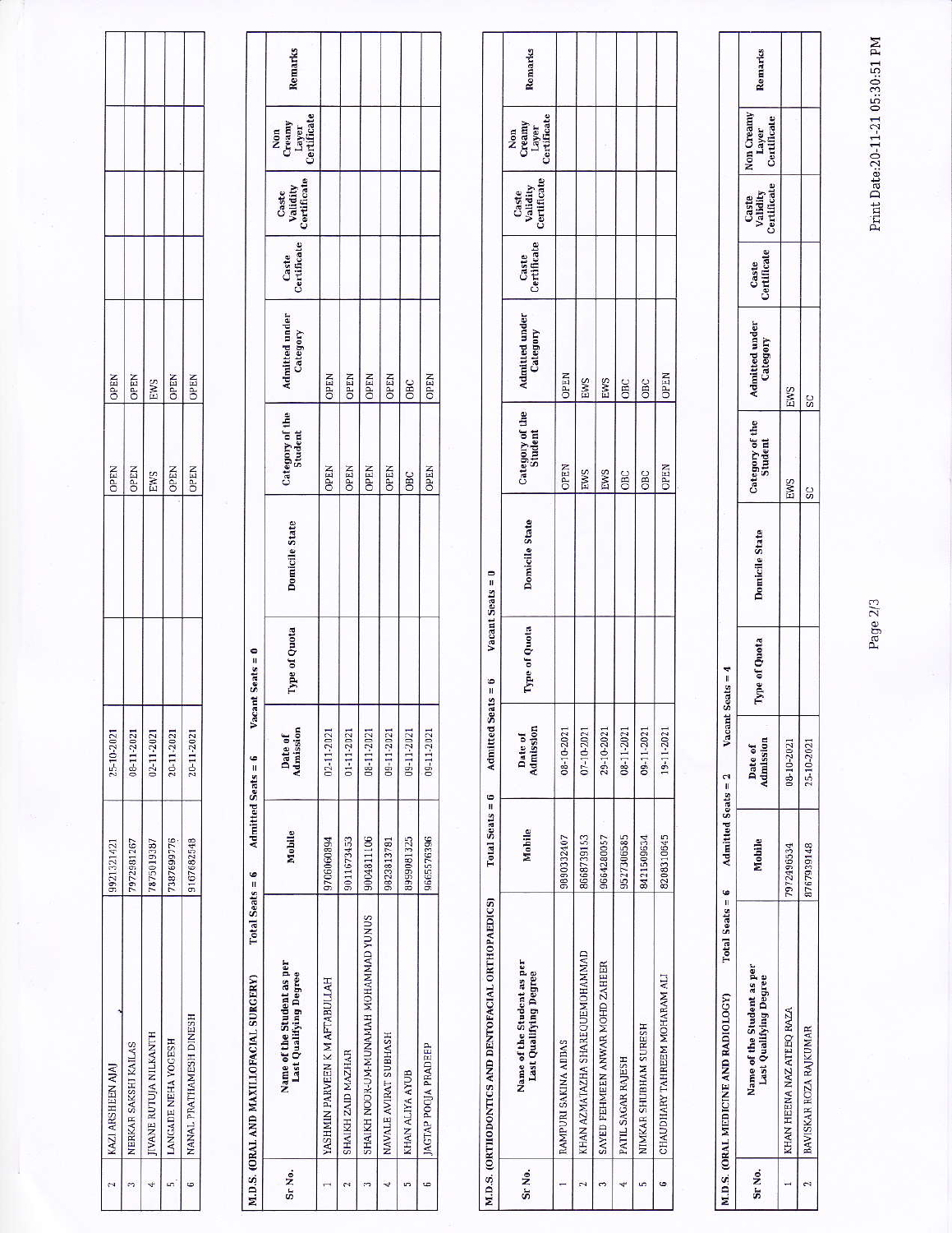| Sr No. | Name of the Student as per Last Qualifying Degree | Mobile | Date of Admission | Type of Quota | Domicile State | Category of the Student | Admitted under Category | Caste Certificate | Caste Validity Certificate | Non Creamy Layer Certificate | Remarks |
|---|---|---|---|---|---|---|---|---|---|---|---|
| 2 | KAZI ARSHEEN AJAJ | 9921321421 | 25-10-2021 | | | OPEN | OPEN | | | | |
| 3 | NERKAR SAKSHI KAILAS | 7972981267 | 08-11-2021 | | | OPEN | OPEN | | | | |
| 4 | JIVANE RUTUJA NILKANTH | 7875019387 | 02-11-2021 | | | EWS | EWS | | | | |
| 5 | LANGADE NEHA YOGESH | 7387699776 | 20-11-2021 | | | OPEN | OPEN | | | | |
| 6 | NANAL PRATHAMESH DINESH | 9167682548 | 20-11-2021 | | | OPEN | OPEN | | | | |

**M.D.S. (ORAL AND MAXILLOFACIAL SURGERY)** Total Seats = 6 Admitted Seats = 6 Vacant Seats = 0

| Sr No. | Name of the Student as per Last Qualifying Degree | Mobile | Date of Admission | Type of Quota | Domicile State | Category of the Student | Admitted under Category | Caste Certificate | Caste Validity Certificate | Non Creamy Layer Certificate | Remarks |
|---|---|---|---|---|---|---|---|---|---|---|---|
| 1 | YASHMIN PARVEEN K M AFTABULLAH | 9706060894 | 02-11-2021 | | | OPEN | OPEN | | | | |
| 2 | SHAIKH ZAID MAZHAR | 9011673453 | 01-11-2021 | | | OPEN | OPEN | | | | |
| 3 | SHAIKH NOOR-UM-MUNAMAH MOHAMMAD YUNUS | 9004811106 | 08-11-2021 | | | OPEN | OPEN | | | | |
| 4 | NAVALE AVIRAT SUBHASH | 9823813781 | 09-11-2021 | | | OPEN | OPEN | | | | |
| 5 | KHAN ALIYA AYUB | 8999081325 | 09-11-2021 | | | OBC | OBC | | | | |
| 6 | JAGTAP POOJA PRADEEP | 9665576396 | 09-11-2021 | | | OPEN | OPEN | | | | |

**M.D.S. (ORTHODONTICS AND DENTOFACIAL ORTHOPAEDICS)** Total Seats = 6 Admitted Seats = 6 Vacant Seats = 0

| Sr No. | Name of the Student as per Last Qualifying Degree | Mobile | Date of Admission | Type of Quota | Domicile State | Category of the Student | Admitted under Category | Caste Certificate | Caste Validity Certificate | Non Creamy Layer Certificate | Remarks |
|---|---|---|---|---|---|---|---|---|---|---|---|
| 1 | RAMPURI SAKINA ABBAS | 9890332407 | 08-10-2021 | | | OPEN | OPEN | | | | |
| 2 | KHAN AZMATAZHA SHAREEQUEMOHAMMAD | 8668739153 | 07-10-2021 | | | EWS | EWS | | | | |
| 3 | SAYED FEHMEEN ANWAR MOHD ZAHEER | 9664280057 | 29-10-2021 | | | EWS | EWS | | | | |
| 4 | PATIL SAGAR RAJESH | 9527306585 | 08-11-2021 | | | OBC | OBC | | | | |
| 5 | NIMKAR SHUBHAM SURESH | 8421509634 | 09-11-2021 | | | OBC | OBC | | | | |
| 6 | CHAUDHARY TAHREEM MOHARAM ALI | 8208310645 | 19-11-2021 | | | OPEN | OPEN | | | | |

**M.D.S. (ORAL MEDICINE AND RADIOLOGY)** Total Seats = 6 Admitted Seats = 2 Vacant Seats = 4

| Sr No. | Name of the Student as per Last Qualifying Degree | Mobile | Date of Admission | Type of Quota | Domicile State | Category of the Student | Admitted under Category | Caste Certificate | Caste Validity Certificate | Non Creamy Layer Certificate | Remarks |
|---|---|---|---|---|---|---|---|---|---|---|---|
| 1 | KHAN HEENA NAZ ATEEQ RAZA | 7972496534 | 08-10-2021 | | | EWS | EWS | | | | |
| 2 | BAVISKAR ROZA RAJKUMAR | 8767939148 | 25-10-2021 | | | SC | SC | | | | |

Print Date:20-11-21 05:30:51 PM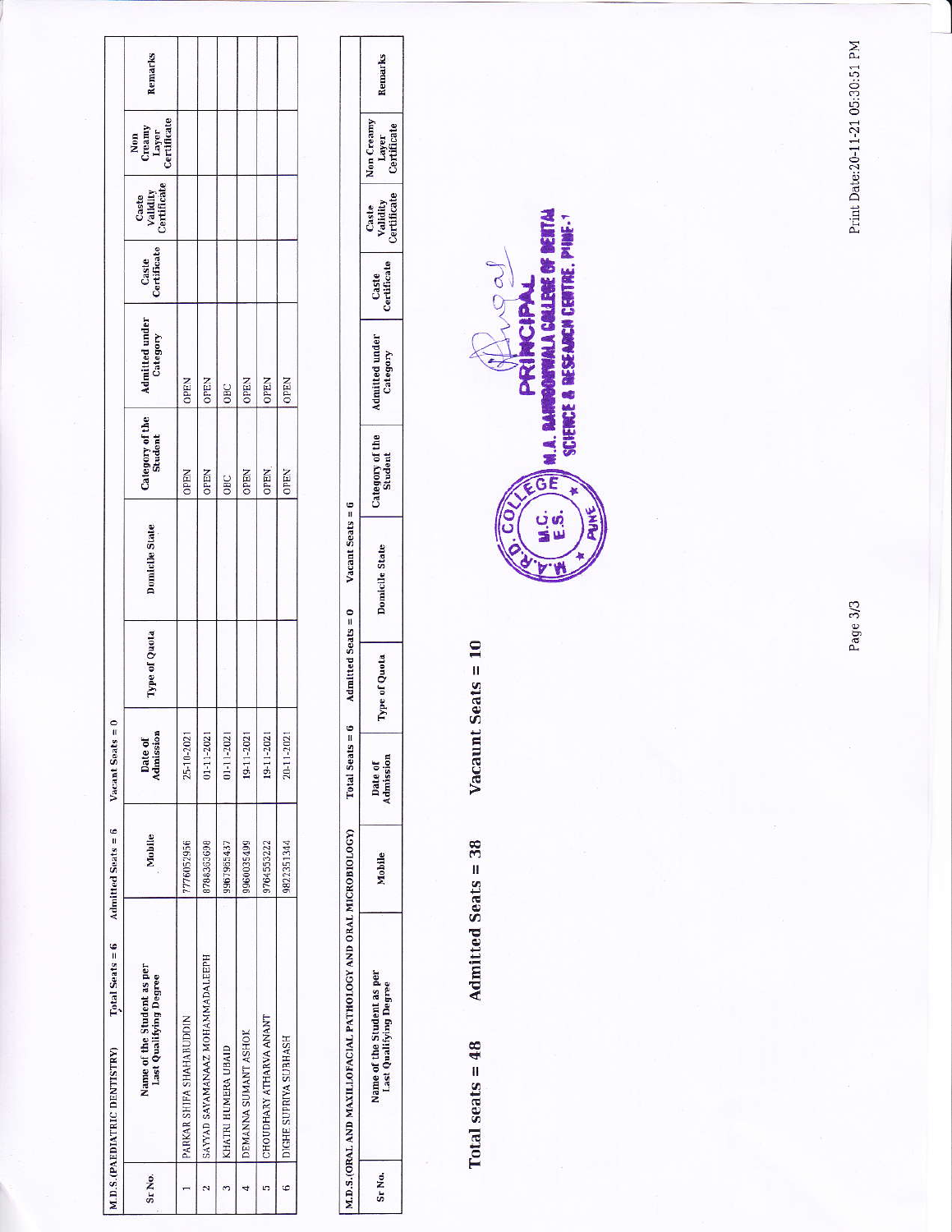M.D.S.(PAEDIATRIC DENTISTRY) Total Seats = 6 Admitted Seats = 6 Vacant Seats = 0

| Sr No. | Name of the Student as per Last Qualifying Degree | Mobile | Date of Admission | Type of Quota | Domicile State | Category of the Student | Admitted under Category | Caste Certificate | Caste Validity Certificate | Non Creamy Layer Certificate | Remarks |
|---|---|---|---|---|---|---|---|---|---|---|---|
| 1 | PARKAR SHIFA SHAHABUDDIN | 7776052956 | 25-10-2021 | | | OPEN | OPEN | | | | |
| 2 | SAYYAD SAYAMANAAZ MOHAMMADALEEPH | 8788363698 | 01-11-2021 | | | OPEN | OPEN | | | | |
| 3 | KHATRI HUMERA UBAID | 9967965437 | 01-11-2021 | | | OBC | OBC | | | | |
| 4 | DEMANNA SUMANT ASHOK | 9960035499 | 19-11-2021 | | | OPEN | OPEN | | | | |
| 5 | CHOUDHARY ATHARVA ANANT | 9764553222 | 19-11-2021 | | | OPEN | OPEN | | | | |
| 6 | DIGHE SUPRIYA SUBHASH | 9822351344 | 20-11-2021 | | | OPEN | OPEN | | | | |

M.D.S.(ORAL AND MAXILLOFACIAL PATHOLOGY AND ORAL MICROBIOLOGY) Total Seats = 6 Admitted Seats = 0 Vacant Seats = 6

| Sr No. | Name of the Student as per Last Qualifying Degree | Mobile | Date of Admission | Type of Quota | Domicile State | Category of the Student | Admitted under Category | Caste Certificate | Caste Validity Certificate | Non Creamy Layer Certificate | Remarks |
|---|---|---|---|---|---|---|---|---|---|---|---|

**Total seats = 48 Admitted Seats = 38 Vacant Seats = 10**

PRINCIPAL
M.A. RANGOONWALA COLLEGE OF DENTAL SCIENCE & RESEARCH CENTRE, PUNE-1

Print Date:20-11-21 05:30:51 PM